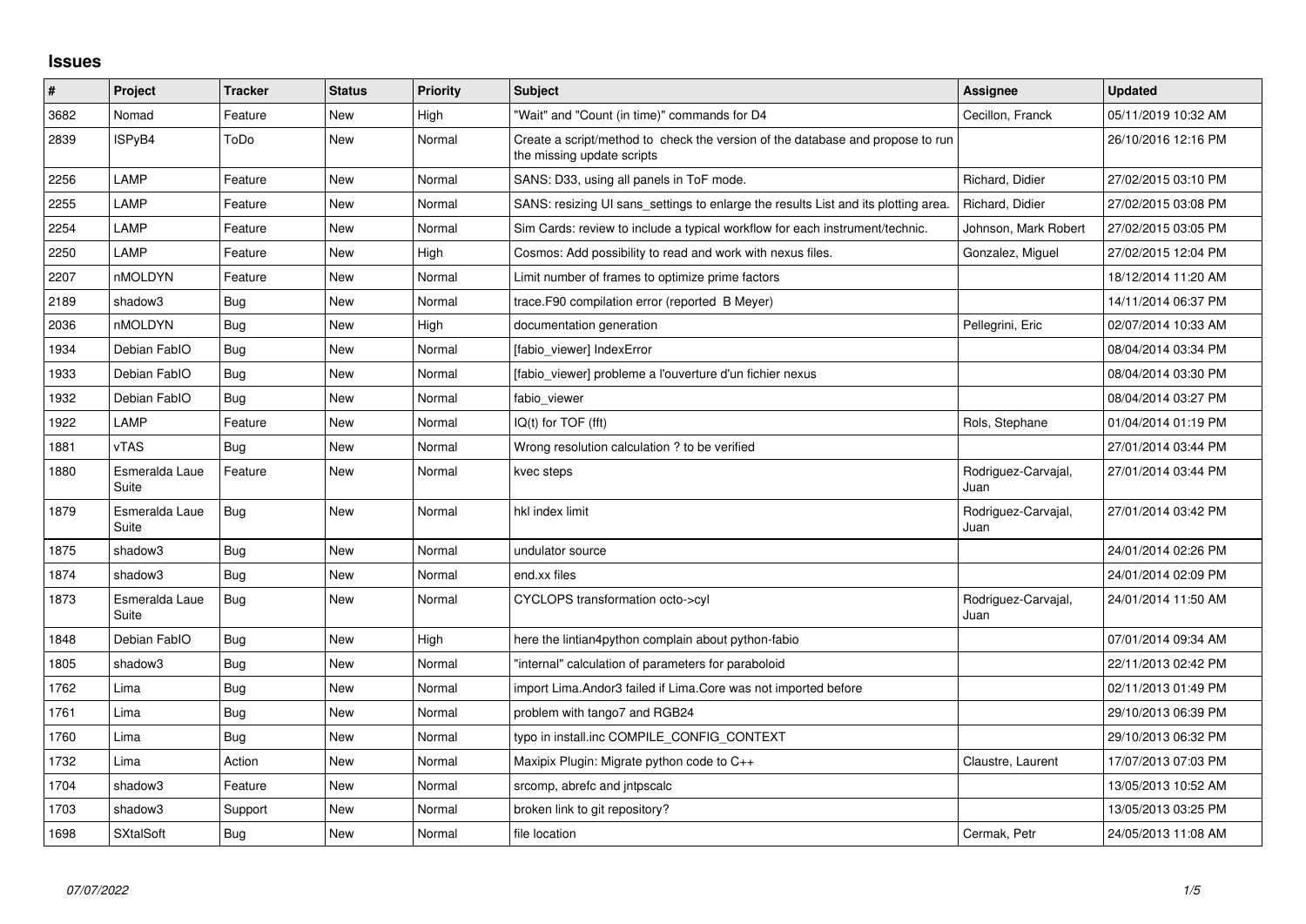## Issues

| # | Project | Tracker | Status | Priority | Subject | Assignee | Updated |
|---|---|---|---|---|---|---|---|
| 3682 | Nomad | Feature | New | High | "Wait" and "Count (in time)" commands for D4 | Cecillon, Franck | 05/11/2019 10:32 AM |
| 2839 | ISPyB4 | ToDo | New | Normal | Create a script/method to check the version of the database and propose to run the missing update scripts | | 26/10/2016 12:16 PM |
| 2256 | LAMP | Feature | New | Normal | SANS: D33, using all panels in ToF mode. | Richard, Didier | 27/02/2015 03:10 PM |
| 2255 | LAMP | Feature | New | Normal | SANS: resizing UI sans_settings to enlarge the results List and its plotting area. | Richard, Didier | 27/02/2015 03:08 PM |
| 2254 | LAMP | Feature | New | Normal | Sim Cards: review to include a typical workflow for each instrument/technic. | Johnson, Mark Robert | 27/02/2015 03:05 PM |
| 2250 | LAMP | Feature | New | High | Cosmos: Add possibility to read and work with nexus files. | Gonzalez, Miguel | 27/02/2015 12:04 PM |
| 2207 | nMOLDYN | Feature | New | Normal | Limit number of frames to optimize prime factors | | 18/12/2014 11:20 AM |
| 2189 | shadow3 | Bug | New | Normal | trace.F90 compilation error (reported B Meyer) | | 14/11/2014 06:37 PM |
| 2036 | nMOLDYN | Bug | New | High | documentation generation | Pellegrini, Eric | 02/07/2014 10:33 AM |
| 1934 | Debian FabIO | Bug | New | Normal | [fabio_viewer] IndexError | | 08/04/2014 03:34 PM |
| 1933 | Debian FabIO | Bug | New | Normal | [fabio_viewer] probleme a l'ouverture d'un fichier nexus | | 08/04/2014 03:30 PM |
| 1932 | Debian FabIO | Bug | New | Normal | fabio_viewer | | 08/04/2014 03:27 PM |
| 1922 | LAMP | Feature | New | Normal | IQ(t) for TOF (fft) | Rols, Stephane | 01/04/2014 01:19 PM |
| 1881 | vTAS | Bug | New | Normal | Wrong resolution calculation ? to be verified | | 27/01/2014 03:44 PM |
| 1880 | Esmeralda Laue Suite | Feature | New | Normal | kvec steps | Rodriguez-Carvajal, Juan | 27/01/2014 03:44 PM |
| 1879 | Esmeralda Laue Suite | Bug | New | Normal | hkl index limit | Rodriguez-Carvajal, Juan | 27/01/2014 03:42 PM |
| 1875 | shadow3 | Bug | New | Normal | undulator source | | 24/01/2014 02:26 PM |
| 1874 | shadow3 | Bug | New | Normal | end.xx files | | 24/01/2014 02:09 PM |
| 1873 | Esmeralda Laue Suite | Bug | New | Normal | CYCLOPS transformation octo->cyl | Rodriguez-Carvajal, Juan | 24/01/2014 11:50 AM |
| 1848 | Debian FabIO | Bug | New | High | here the lintian4python complain about python-fabio | | 07/01/2014 09:34 AM |
| 1805 | shadow3 | Bug | New | Normal | "internal" calculation of parameters for paraboloid | | 22/11/2013 02:42 PM |
| 1762 | Lima | Bug | New | Normal | import Lima.Andor3 failed if Lima.Core was not imported before | | 02/11/2013 01:49 PM |
| 1761 | Lima | Bug | New | Normal | problem with tango7 and RGB24 | | 29/10/2013 06:39 PM |
| 1760 | Lima | Bug | New | Normal | typo in install.inc COMPILE_CONFIG_CONTEXT | | 29/10/2013 06:32 PM |
| 1732 | Lima | Action | New | Normal | Maxipix Plugin: Migrate python code to C++ | Claustre, Laurent | 17/07/2013 07:03 PM |
| 1704 | shadow3 | Feature | New | Normal | srcomp, abrefc and jntpscalc | | 13/05/2013 10:52 AM |
| 1703 | shadow3 | Support | New | Normal | broken link to git repository? | | 13/05/2013 03:25 PM |
| 1698 | SXtalSoft | Bug | New | Normal | file location | Cermak, Petr | 24/05/2013 11:08 AM |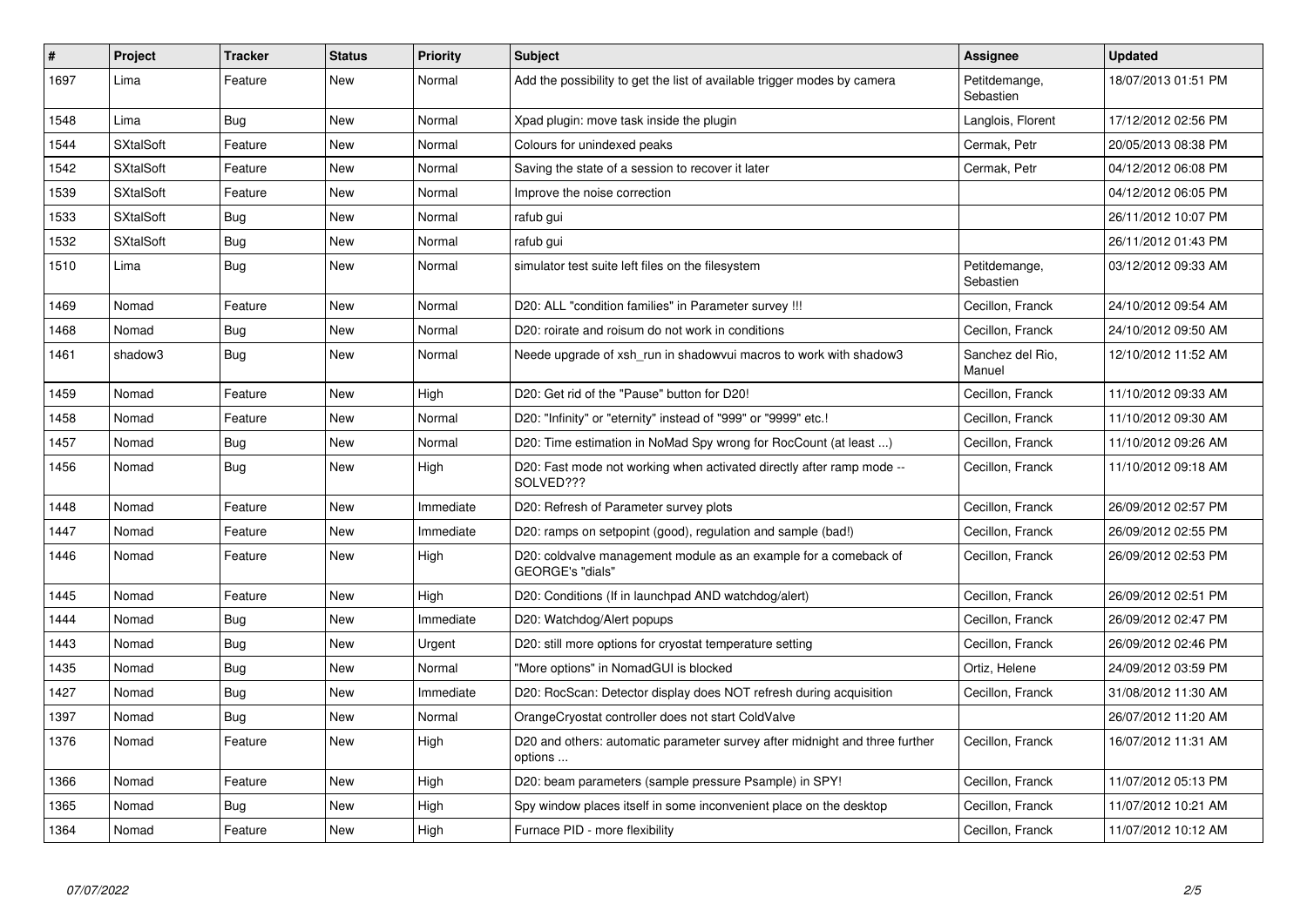| # | Project | Tracker | Status | Priority | Subject | Assignee | Updated |
|---|---|---|---|---|---|---|---|
| 1697 | Lima | Feature | New | Normal | Add the possibility to get the list of available trigger modes by camera | Petitdemange, Sebastien | 18/07/2013 01:51 PM |
| 1548 | Lima | Bug | New | Normal | Xpad plugin: move task inside the plugin | Langlois, Florent | 17/12/2012 02:56 PM |
| 1544 | SXtalSoft | Feature | New | Normal | Colours for unindexed peaks | Cermak, Petr | 20/05/2013 08:38 PM |
| 1542 | SXtalSoft | Feature | New | Normal | Saving the state of a session to recover it later | Cermak, Petr | 04/12/2012 06:08 PM |
| 1539 | SXtalSoft | Feature | New | Normal | Improve the noise correction | | 04/12/2012 06:05 PM |
| 1533 | SXtalSoft | Bug | New | Normal | rafub gui | | 26/11/2012 10:07 PM |
| 1532 | SXtalSoft | Bug | New | Normal | rafub gui | | 26/11/2012 01:43 PM |
| 1510 | Lima | Bug | New | Normal | simulator test suite left files on the filesystem | Petitdemange, Sebastien | 03/12/2012 09:33 AM |
| 1469 | Nomad | Feature | New | Normal | D20: ALL "condition families" in Parameter survey !!! | Cecillon, Franck | 24/10/2012 09:54 AM |
| 1468 | Nomad | Bug | New | Normal | D20: roirate and roisum do not work in conditions | Cecillon, Franck | 24/10/2012 09:50 AM |
| 1461 | shadow3 | Bug | New | Normal | Neede upgrade of xsh_run in shadowvui macros to work with shadow3 | Sanchez del Rio, Manuel | 12/10/2012 11:52 AM |
| 1459 | Nomad | Feature | New | High | D20: Get rid of the "Pause" button for D20! | Cecillon, Franck | 11/10/2012 09:33 AM |
| 1458 | Nomad | Feature | New | Normal | D20: "Infinity" or "eternity" instead of "999" or "9999" etc.! | Cecillon, Franck | 11/10/2012 09:30 AM |
| 1457 | Nomad | Bug | New | Normal | D20: Time estimation in NoMad Spy wrong for RocCount (at least ...) | Cecillon, Franck | 11/10/2012 09:26 AM |
| 1456 | Nomad | Bug | New | High | D20: Fast mode not working when activated directly after ramp mode -- SOLVED??? | Cecillon, Franck | 11/10/2012 09:18 AM |
| 1448 | Nomad | Feature | New | Immediate | D20: Refresh of Parameter survey plots | Cecillon, Franck | 26/09/2012 02:57 PM |
| 1447 | Nomad | Feature | New | Immediate | D20: ramps on setpopint (good), regulation and sample (bad!) | Cecillon, Franck | 26/09/2012 02:55 PM |
| 1446 | Nomad | Feature | New | High | D20: coldvalve management module as an example for a comeback of GEORGE's "dials" | Cecillon, Franck | 26/09/2012 02:53 PM |
| 1445 | Nomad | Feature | New | High | D20: Conditions (If in launchpad AND watchdog/alert) | Cecillon, Franck | 26/09/2012 02:51 PM |
| 1444 | Nomad | Bug | New | Immediate | D20: Watchdog/Alert popups | Cecillon, Franck | 26/09/2012 02:47 PM |
| 1443 | Nomad | Bug | New | Urgent | D20: still more options for cryostat temperature setting | Cecillon, Franck | 26/09/2012 02:46 PM |
| 1435 | Nomad | Bug | New | Normal | "More options" in NomadGUI is blocked | Ortiz, Helene | 24/09/2012 03:59 PM |
| 1427 | Nomad | Bug | New | Immediate | D20: RocScan: Detector display does NOT refresh during acquisition | Cecillon, Franck | 31/08/2012 11:30 AM |
| 1397 | Nomad | Bug | New | Normal | OrangeCryostat controller does not start ColdValve | | 26/07/2012 11:20 AM |
| 1376 | Nomad | Feature | New | High | D20 and others: automatic parameter survey after midnight and three further options ... | Cecillon, Franck | 16/07/2012 11:31 AM |
| 1366 | Nomad | Feature | New | High | D20: beam parameters (sample pressure Psample) in SPY! | Cecillon, Franck | 11/07/2012 05:13 PM |
| 1365 | Nomad | Bug | New | High | Spy window places itself in some inconvenient place on the desktop | Cecillon, Franck | 11/07/2012 10:21 AM |
| 1364 | Nomad | Feature | New | High | Furnace PID - more flexibility | Cecillon, Franck | 11/07/2012 10:12 AM |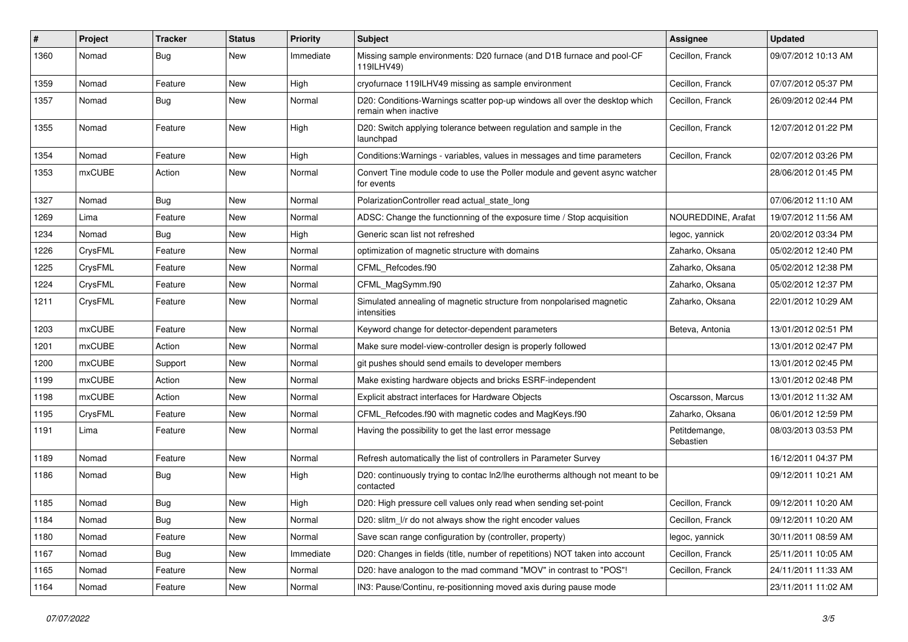| # | Project | Tracker | Status | Priority | Subject | Assignee | Updated |
| --- | --- | --- | --- | --- | --- | --- | --- |
| 1360 | Nomad | Bug | New | Immediate | Missing sample environments: D20 furnace (and D1B furnace and pool-CF 119ILHV49) | Cecillon, Franck | 09/07/2012 10:13 AM |
| 1359 | Nomad | Feature | New | High | cryofurnace 119ILHV49 missing as sample environment | Cecillon, Franck | 07/07/2012 05:37 PM |
| 1357 | Nomad | Bug | New | Normal | D20: Conditions-Warnings scatter pop-up windows all over the desktop which remain when inactive | Cecillon, Franck | 26/09/2012 02:44 PM |
| 1355 | Nomad | Feature | New | High | D20: Switch applying tolerance between regulation and sample in the launchpad | Cecillon, Franck | 12/07/2012 01:22 PM |
| 1354 | Nomad | Feature | New | High | Conditions:Warnings - variables, values in messages and time parameters | Cecillon, Franck | 02/07/2012 03:26 PM |
| 1353 | mxCUBE | Action | New | Normal | Convert Tine module code to use the Poller module and gevent async watcher for events | | 28/06/2012 01:45 PM |
| 1327 | Nomad | Bug | New | Normal | PolarizationController read actual_state_long | | 07/06/2012 11:10 AM |
| 1269 | Lima | Feature | New | Normal | ADSC: Change the functionning of the exposure time / Stop acquisition | NOUREDDINE, Arafat | 19/07/2012 11:56 AM |
| 1234 | Nomad | Bug | New | High | Generic scan list not refreshed | legoc, yannick | 20/02/2012 03:34 PM |
| 1226 | CrysFML | Feature | New | Normal | optimization of magnetic structure with domains | Zaharko, Oksana | 05/02/2012 12:40 PM |
| 1225 | CrysFML | Feature | New | Normal | CFML_Refcodes.f90 | Zaharko, Oksana | 05/02/2012 12:38 PM |
| 1224 | CrysFML | Feature | New | Normal | CFML_MagSymm.f90 | Zaharko, Oksana | 05/02/2012 12:37 PM |
| 1211 | CrysFML | Feature | New | Normal | Simulated annealing of magnetic structure from nonpolarised magnetic intensities | Zaharko, Oksana | 22/01/2012 10:29 AM |
| 1203 | mxCUBE | Feature | New | Normal | Keyword change for detector-dependent parameters | Beteva, Antonia | 13/01/2012 02:51 PM |
| 1201 | mxCUBE | Action | New | Normal | Make sure model-view-controller design is properly followed | | 13/01/2012 02:47 PM |
| 1200 | mxCUBE | Support | New | Normal | git pushes should send emails to developer members | | 13/01/2012 02:45 PM |
| 1199 | mxCUBE | Action | New | Normal | Make existing hardware objects and bricks ESRF-independent | | 13/01/2012 02:48 PM |
| 1198 | mxCUBE | Action | New | Normal | Explicit abstract interfaces for Hardware Objects | Oscarsson, Marcus | 13/01/2012 11:32 AM |
| 1195 | CrysFML | Feature | New | Normal | CFML_Refcodes.f90 with magnetic codes and MagKeys.f90 | Zaharko, Oksana | 06/01/2012 12:59 PM |
| 1191 | Lima | Feature | New | Normal | Having the possibility to get the last error message | Petitdemange, Sebastien | 08/03/2013 03:53 PM |
| 1189 | Nomad | Feature | New | Normal | Refresh automatically the list of controllers in Parameter Survey | | 16/12/2011 04:37 PM |
| 1186 | Nomad | Bug | New | High | D20: continuously trying to contac ln2/lhe eurotherms although not meant to be contacted | | 09/12/2011 10:21 AM |
| 1185 | Nomad | Bug | New | High | D20: High pressure cell values only read when sending set-point | Cecillon, Franck | 09/12/2011 10:20 AM |
| 1184 | Nomad | Bug | New | Normal | D20: slitm_l/r do not always show the right encoder values | Cecillon, Franck | 09/12/2011 10:20 AM |
| 1180 | Nomad | Feature | New | Normal | Save scan range configuration by (controller, property) | legoc, yannick | 30/11/2011 08:59 AM |
| 1167 | Nomad | Bug | New | Immediate | D20: Changes in fields (title, number of repetitions) NOT taken into account | Cecillon, Franck | 25/11/2011 10:05 AM |
| 1165 | Nomad | Feature | New | Normal | D20: have analogon to the mad command "MOV" in contrast to "POS"! | Cecillon, Franck | 24/11/2011 11:33 AM |
| 1164 | Nomad | Feature | New | Normal | IN3: Pause/Continu, re-positionning moved axis during pause mode | | 23/11/2011 11:02 AM |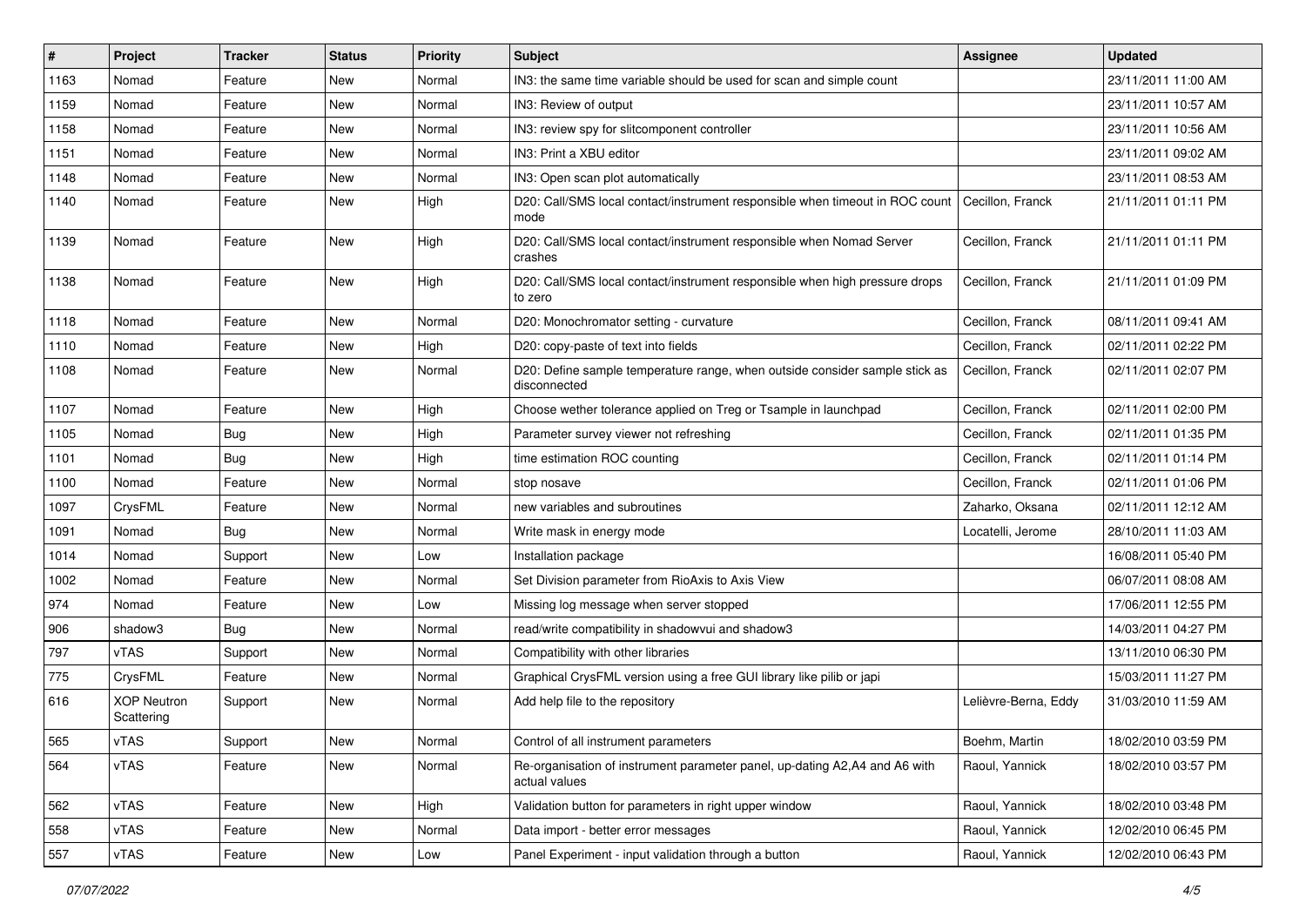| # | Project | Tracker | Status | Priority | Subject | Assignee | Updated |
|---|---|---|---|---|---|---|---|
| 1163 | Nomad | Feature | New | Normal | IN3: the same time variable should be used for scan and simple count | | 23/11/2011 11:00 AM |
| 1159 | Nomad | Feature | New | Normal | IN3: Review of output | | 23/11/2011 10:57 AM |
| 1158 | Nomad | Feature | New | Normal | IN3: review spy for slitcomponent controller | | 23/11/2011 10:56 AM |
| 1151 | Nomad | Feature | New | Normal | IN3: Print a XBU editor | | 23/11/2011 09:02 AM |
| 1148 | Nomad | Feature | New | Normal | IN3: Open scan plot automatically | | 23/11/2011 08:53 AM |
| 1140 | Nomad | Feature | New | High | D20: Call/SMS local contact/instrument responsible when timeout in ROC count mode | Cecillon, Franck | 21/11/2011 01:11 PM |
| 1139 | Nomad | Feature | New | High | D20: Call/SMS local contact/instrument responsible when Nomad Server crashes | Cecillon, Franck | 21/11/2011 01:11 PM |
| 1138 | Nomad | Feature | New | High | D20: Call/SMS local contact/instrument responsible when high pressure drops to zero | Cecillon, Franck | 21/11/2011 01:09 PM |
| 1118 | Nomad | Feature | New | Normal | D20: Monochromator setting - curvature | Cecillon, Franck | 08/11/2011 09:41 AM |
| 1110 | Nomad | Feature | New | High | D20: copy-paste of text into fields | Cecillon, Franck | 02/11/2011 02:22 PM |
| 1108 | Nomad | Feature | New | Normal | D20: Define sample temperature range, when outside consider sample stick as disconnected | Cecillon, Franck | 02/11/2011 02:07 PM |
| 1107 | Nomad | Feature | New | High | Choose wether tolerance applied on Treg or Tsample in launchpad | Cecillon, Franck | 02/11/2011 02:00 PM |
| 1105 | Nomad | Bug | New | High | Parameter survey viewer not refreshing | Cecillon, Franck | 02/11/2011 01:35 PM |
| 1101 | Nomad | Bug | New | High | time estimation ROC counting | Cecillon, Franck | 02/11/2011 01:14 PM |
| 1100 | Nomad | Feature | New | Normal | stop nosave | Cecillon, Franck | 02/11/2011 01:06 PM |
| 1097 | CrysFML | Feature | New | Normal | new variables and subroutines | Zaharko, Oksana | 02/11/2011 12:12 AM |
| 1091 | Nomad | Bug | New | Normal | Write mask in energy mode | Locatelli, Jerome | 28/10/2011 11:03 AM |
| 1014 | Nomad | Support | New | Low | Installation package | | 16/08/2011 05:40 PM |
| 1002 | Nomad | Feature | New | Normal | Set Division parameter from RioAxis to Axis View | | 06/07/2011 08:08 AM |
| 974 | Nomad | Feature | New | Low | Missing log message when server stopped | | 17/06/2011 12:55 PM |
| 906 | shadow3 | Bug | New | Normal | read/write compatibility in shadowvui and shadow3 | | 14/03/2011 04:27 PM |
| 797 | vTAS | Support | New | Normal | Compatibility with other libraries | | 13/11/2010 06:30 PM |
| 775 | CrysFML | Feature | New | Normal | Graphical CrysFML version using a free GUI library like pilib or japi | | 15/03/2011 11:27 PM |
| 616 | XOP Neutron Scattering | Support | New | Normal | Add help file to the repository | Lelièvre-Berna, Eddy | 31/03/2010 11:59 AM |
| 565 | vTAS | Support | New | Normal | Control of all instrument parameters | Boehm, Martin | 18/02/2010 03:59 PM |
| 564 | vTAS | Feature | New | Normal | Re-organisation of instrument parameter panel, up-dating A2,A4 and A6 with actual values | Raoul, Yannick | 18/02/2010 03:57 PM |
| 562 | vTAS | Feature | New | High | Validation button for parameters in right upper window | Raoul, Yannick | 18/02/2010 03:48 PM |
| 558 | vTAS | Feature | New | Normal | Data import - better error messages | Raoul, Yannick | 12/02/2010 06:45 PM |
| 557 | vTAS | Feature | New | Low | Panel Experiment - input validation through a button | Raoul, Yannick | 12/02/2010 06:43 PM |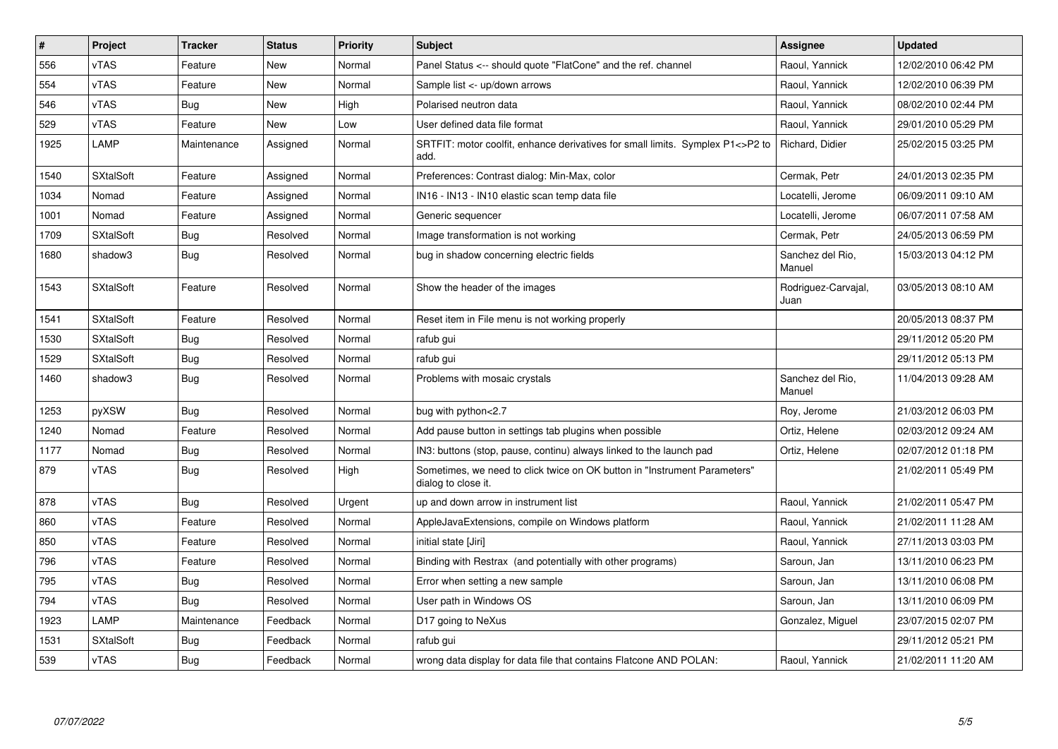| # | Project | Tracker | Status | Priority | Subject | Assignee | Updated |
|---|---|---|---|---|---|---|---|
| 556 | vTAS | Feature | New | Normal | Panel Status <-- should quote "FlatCone" and the ref. channel | Raoul, Yannick | 12/02/2010 06:42 PM |
| 554 | vTAS | Feature | New | Normal | Sample list <- up/down arrows | Raoul, Yannick | 12/02/2010 06:39 PM |
| 546 | vTAS | Bug | New | High | Polarised neutron data | Raoul, Yannick | 08/02/2010 02:44 PM |
| 529 | vTAS | Feature | New | Low | User defined data file format | Raoul, Yannick | 29/01/2010 05:29 PM |
| 1925 | LAMP | Maintenance | Assigned | Normal | SRTFIT: motor coolfit, enhance derivatives for small limits. Symplex P1<>P2 to add. | Richard, Didier | 25/02/2015 03:25 PM |
| 1540 | SXtalSoft | Feature | Assigned | Normal | Preferences: Contrast dialog: Min-Max, color | Cermak, Petr | 24/01/2013 02:35 PM |
| 1034 | Nomad | Feature | Assigned | Normal | IN16 - IN13 - IN10 elastic scan temp data file | Locatelli, Jerome | 06/09/2011 09:10 AM |
| 1001 | Nomad | Feature | Assigned | Normal | Generic sequencer | Locatelli, Jerome | 06/07/2011 07:58 AM |
| 1709 | SXtalSoft | Bug | Resolved | Normal | Image transformation is not working | Cermak, Petr | 24/05/2013 06:59 PM |
| 1680 | shadow3 | Bug | Resolved | Normal | bug in shadow concerning electric fields | Sanchez del Rio, Manuel | 15/03/2013 04:12 PM |
| 1543 | SXtalSoft | Feature | Resolved | Normal | Show the header of the images | Rodriguez-Carvajal, Juan | 03/05/2013 08:10 AM |
| 1541 | SXtalSoft | Feature | Resolved | Normal | Reset item in File menu is not working properly | | 20/05/2013 08:37 PM |
| 1530 | SXtalSoft | Bug | Resolved | Normal | rafub gui | | 29/11/2012 05:20 PM |
| 1529 | SXtalSoft | Bug | Resolved | Normal | rafub gui | | 29/11/2012 05:13 PM |
| 1460 | shadow3 | Bug | Resolved | Normal | Problems with mosaic crystals | Sanchez del Rio, Manuel | 11/04/2013 09:28 AM |
| 1253 | pyXSW | Bug | Resolved | Normal | bug with python<2.7 | Roy, Jerome | 21/03/2012 06:03 PM |
| 1240 | Nomad | Feature | Resolved | Normal | Add pause button in settings tab plugins when possible | Ortiz, Helene | 02/03/2012 09:24 AM |
| 1177 | Nomad | Bug | Resolved | Normal | IN3: buttons (stop, pause, continu) always linked to the launch pad | Ortiz, Helene | 02/07/2012 01:18 PM |
| 879 | vTAS | Bug | Resolved | High | Sometimes, we need to click twice on OK button in "Instrument Parameters" dialog to close it. | | 21/02/2011 05:49 PM |
| 878 | vTAS | Bug | Resolved | Urgent | up and down arrow in instrument list | Raoul, Yannick | 21/02/2011 05:47 PM |
| 860 | vTAS | Feature | Resolved | Normal | AppleJavaExtensions, compile on Windows platform | Raoul, Yannick | 21/02/2011 11:28 AM |
| 850 | vTAS | Feature | Resolved | Normal | initial state [Jiri] | Raoul, Yannick | 27/11/2013 03:03 PM |
| 796 | vTAS | Feature | Resolved | Normal | Binding with Restrax (and potentially with other programs) | Saroun, Jan | 13/11/2010 06:23 PM |
| 795 | vTAS | Bug | Resolved | Normal | Error when setting a new sample | Saroun, Jan | 13/11/2010 06:08 PM |
| 794 | vTAS | Bug | Resolved | Normal | User path in Windows OS | Saroun, Jan | 13/11/2010 06:09 PM |
| 1923 | LAMP | Maintenance | Feedback | Normal | D17 going to NeXus | Gonzalez, Miguel | 23/07/2015 02:07 PM |
| 1531 | SXtalSoft | Bug | Feedback | Normal | rafub gui | | 29/11/2012 05:21 PM |
| 539 | vTAS | Bug | Feedback | Normal | wrong data display for data file that contains Flatcone AND POLAN: | Raoul, Yannick | 21/02/2011 11:20 AM |